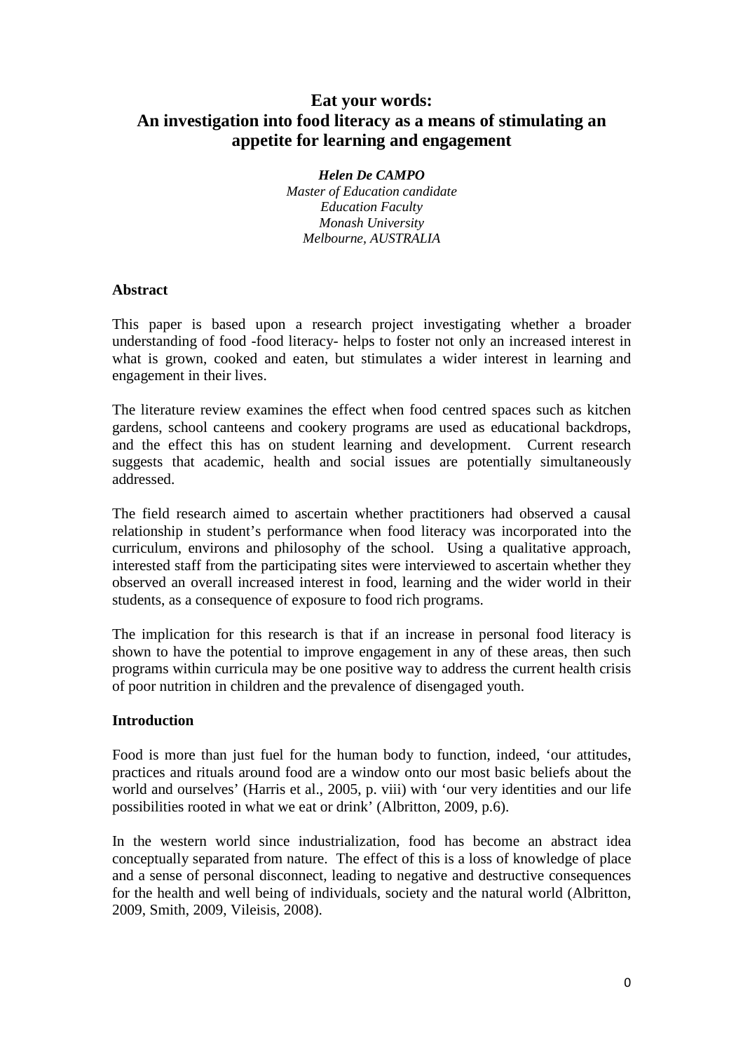# Eat your words:
# An investigation into food literacy as a means of stimulating an appetite for learning and engagement

***Helen De CAMPO***
*Master of Education candidate*
*Education Faculty*
*Monash University*
*Melbourne, AUSTRALIA*

**Abstract**

This paper is based upon a research project investigating whether a broader understanding of food -food literacy- helps to foster not only an increased interest in what is grown, cooked and eaten, but stimulates a wider interest in learning and engagement in their lives.

The literature review examines the effect when food centred spaces such as kitchen gardens, school canteens and cookery programs are used as educational backdrops, and the effect this has on student learning and development. Current research suggests that academic, health and social issues are potentially simultaneously addressed.

The field research aimed to ascertain whether practitioners had observed a causal relationship in student's performance when food literacy was incorporated into the curriculum, environs and philosophy of the school. Using a qualitative approach, interested staff from the participating sites were interviewed to ascertain whether they observed an overall increased interest in food, learning and the wider world in their students, as a consequence of exposure to food rich programs.

The implication for this research is that if an increase in personal food literacy is shown to have the potential to improve engagement in any of these areas, then such programs within curricula may be one positive way to address the current health crisis of poor nutrition in children and the prevalence of disengaged youth.

**Introduction**

Food is more than just fuel for the human body to function, indeed, 'our attitudes, practices and rituals around food are a window onto our most basic beliefs about the world and ourselves' (Harris et al., 2005, p. viii) with 'our very identities and our life possibilities rooted in what we eat or drink' (Albritton, 2009, p.6).

In the western world since industrialization, food has become an abstract idea conceptually separated from nature. The effect of this is a loss of knowledge of place and a sense of personal disconnect, leading to negative and destructive consequences for the health and well being of individuals, society and the natural world (Albritton, 2009, Smith, 2009, Vileisis, 2008).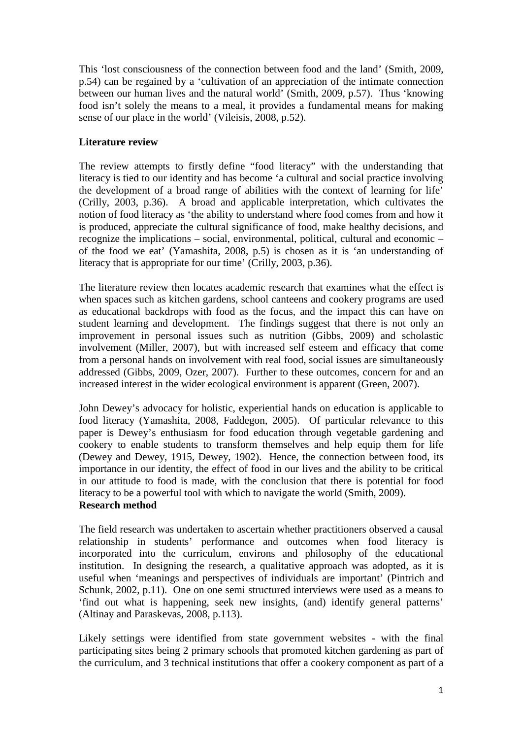This ‘lost consciousness of the connection between food and the land’ (Smith, 2009, p.54) can be regained by a ‘cultivation of an appreciation of the intimate connection between our human lives and the natural world’ (Smith, 2009, p.57). Thus ‘knowing food isn’t solely the means to a meal, it provides a fundamental means for making sense of our place in the world’ (Vileisis, 2008, p.52).

## Literature review

The review attempts to firstly define “food literacy” with the understanding that literacy is tied to our identity and has become ‘a cultural and social practice involving the development of a broad range of abilities with the context of learning for life’ (Crilly, 2003, p.36). A broad and applicable interpretation, which cultivates the notion of food literacy as ‘the ability to understand where food comes from and how it is produced, appreciate the cultural significance of food, make healthy decisions, and recognize the implications – social, environmental, political, cultural and economic – of the food we eat’ (Yamashita, 2008, p.5) is chosen as it is ‘an understanding of literacy that is appropriate for our time’ (Crilly, 2003, p.36).

The literature review then locates academic research that examines what the effect is when spaces such as kitchen gardens, school canteens and cookery programs are used as educational backdrops with food as the focus, and the impact this can have on student learning and development. The findings suggest that there is not only an improvement in personal issues such as nutrition (Gibbs, 2009) and scholastic involvement (Miller, 2007), but with increased self esteem and efficacy that come from a personal hands on involvement with real food, social issues are simultaneously addressed (Gibbs, 2009, Ozer, 2007). Further to these outcomes, concern for and an increased interest in the wider ecological environment is apparent (Green, 2007).

John Dewey’s advocacy for holistic, experiential hands on education is applicable to food literacy (Yamashita, 2008, Faddegon, 2005). Of particular relevance to this paper is Dewey’s enthusiasm for food education through vegetable gardening and cookery to enable students to transform themselves and help equip them for life (Dewey and Dewey, 1915, Dewey, 1902). Hence, the connection between food, its importance in our identity, the effect of food in our lives and the ability to be critical in our attitude to food is made, with the conclusion that there is potential for food literacy to be a powerful tool with which to navigate the world (Smith, 2009).

## Research method

The field research was undertaken to ascertain whether practitioners observed a causal relationship in students’ performance and outcomes when food literacy is incorporated into the curriculum, environs and philosophy of the educational institution. In designing the research, a qualitative approach was adopted, as it is useful when ‘meanings and perspectives of individuals are important’ (Pintrich and Schunk, 2002, p.11). One on one semi structured interviews were used as a means to ‘find out what is happening, seek new insights, (and) identify general patterns’ (Altinay and Paraskevas, 2008, p.113).

Likely settings were identified from state government websites - with the final participating sites being 2 primary schools that promoted kitchen gardening as part of the curriculum, and 3 technical institutions that offer a cookery component as part of a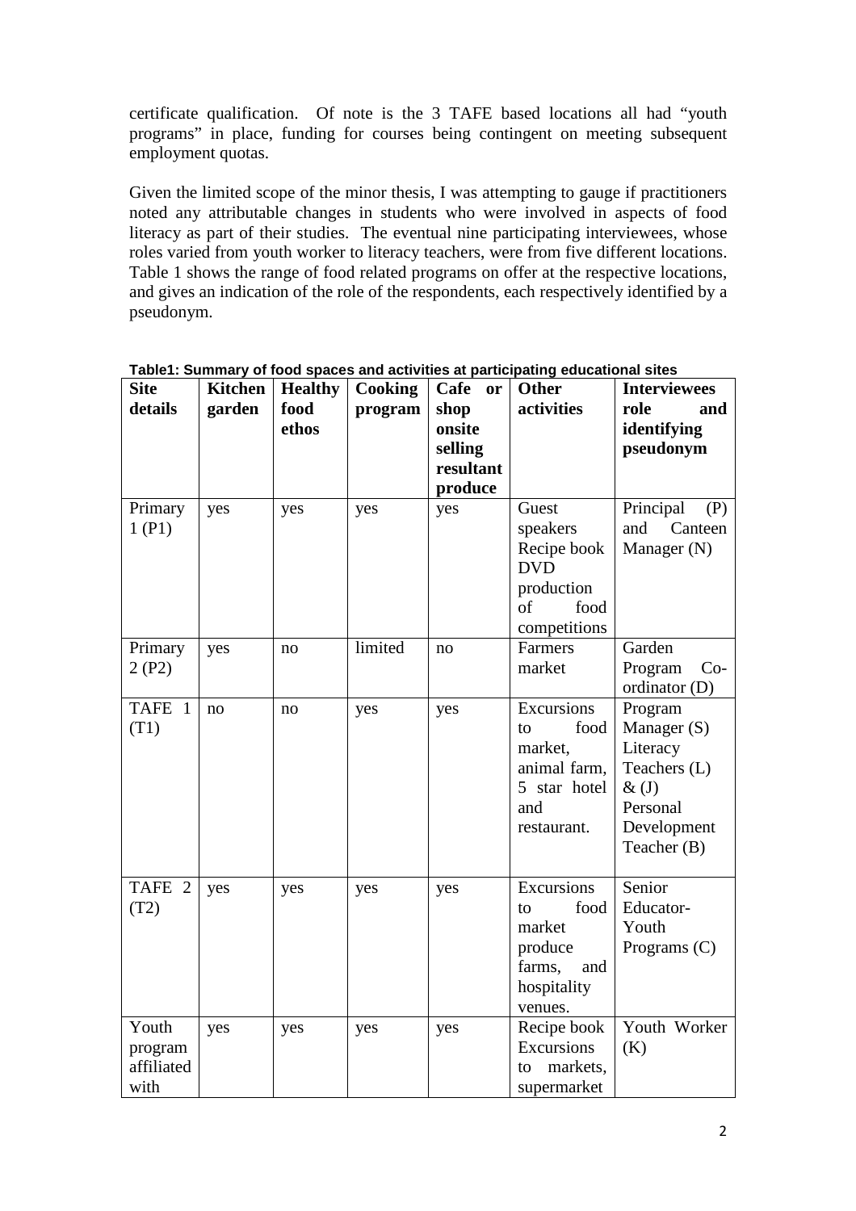certificate qualification. Of note is the 3 TAFE based locations all had "youth programs" in place, funding for courses being contingent on meeting subsequent employment quotas.

Given the limited scope of the minor thesis, I was attempting to gauge if practitioners noted any attributable changes in students who were involved in aspects of food literacy as part of their studies. The eventual nine participating interviewees, whose roles varied from youth worker to literacy teachers, were from five different locations. Table 1 shows the range of food related programs on offer at the respective locations, and gives an indication of the role of the respondents, each respectively identified by a pseudonym.

**Table1: Summary of food spaces and activities at participating educational sites**

| Site details | Kitchen garden | Healthy food ethos | Cooking program | Cafe or shop onsite selling resultant produce | Other activities | Interviewees role and identifying pseudonym |
|---|---|---|---|---|---|---|
| Primary 1 (P1) | yes | yes | yes | yes | Guest speakers Recipe book DVD production of food competitions | Principal (P) and Canteen Manager (N) |
| Primary 2 (P2) | yes | no | limited | no | Farmers market | Garden Program Co-ordinator (D) |
| TAFE 1 (T1) | no | no | yes | yes | Excursions to food market, animal farm, 5 star hotel and restaurant. | Program Manager (S) Literacy Teachers (L) & (J) Personal Development Teacher (B) |
| TAFE 2 (T2) | yes | yes | yes | yes | Excursions to food market produce farms, and hospitality venues. | Senior Educator-Youth Programs (C) |
| Youth program affiliated with | yes | yes | yes | yes | Recipe book Excursions to markets, supermarket | Youth Worker (K) |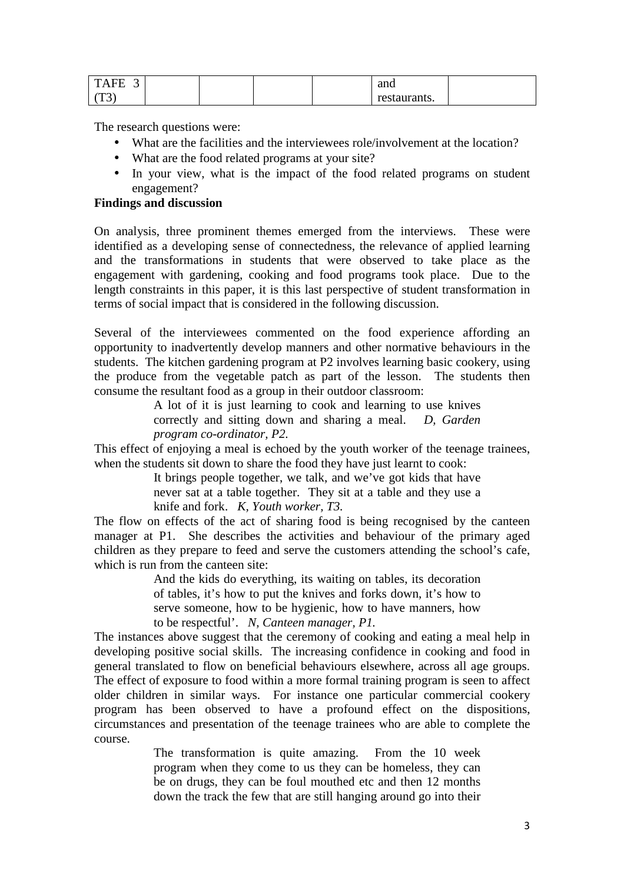| TAFE 3 (T3) | | | | | and restaurants. | |
|---|---|---|---|---|---|---|

The research questions were:

- What are the facilities and the interviewees role/involvement at the location?
- What are the food related programs at your site?
- In your view, what is the impact of the food related programs on student engagement?

**Findings and discussion**

On analysis, three prominent themes emerged from the interviews. These were identified as a developing sense of connectedness, the relevance of applied learning and the transformations in students that were observed to take place as the engagement with gardening, cooking and food programs took place. Due to the length constraints in this paper, it is this last perspective of student transformation in terms of social impact that is considered in the following discussion.

Several of the interviewees commented on the food experience affording an opportunity to inadvertently develop manners and other normative behaviours in the students. The kitchen gardening program at P2 involves learning basic cookery, using the produce from the vegetable patch as part of the lesson. The students then consume the resultant food as a group in their outdoor classroom:

> A lot of it is just learning to cook and learning to use knives correctly and sitting down and sharing a meal. *D, Garden program co-ordinator, P2.*

This effect of enjoying a meal is echoed by the youth worker of the teenage trainees, when the students sit down to share the food they have just learnt to cook:

> It brings people together, we talk, and we've got kids that have never sat at a table together. They sit at a table and they use a knife and fork. *K, Youth worker, T3.*

The flow on effects of the act of sharing food is being recognised by the canteen manager at P1. She describes the activities and behaviour of the primary aged children as they prepare to feed and serve the customers attending the school's cafe, which is run from the canteen site:

> And the kids do everything, its waiting on tables, its decoration of tables, it's how to put the knives and forks down, it's how to serve someone, how to be hygienic, how to have manners, how to be respectful'. *N, Canteen manager, P1.*

The instances above suggest that the ceremony of cooking and eating a meal help in developing positive social skills. The increasing confidence in cooking and food in general translated to flow on beneficial behaviours elsewhere, across all age groups. The effect of exposure to food within a more formal training program is seen to affect older children in similar ways. For instance one particular commercial cookery program has been observed to have a profound effect on the dispositions, circumstances and presentation of the teenage trainees who are able to complete the course.

> The transformation is quite amazing. From the 10 week program when they come to us they can be homeless, they can be on drugs, they can be foul mouthed etc and then 12 months down the track the few that are still hanging around go into their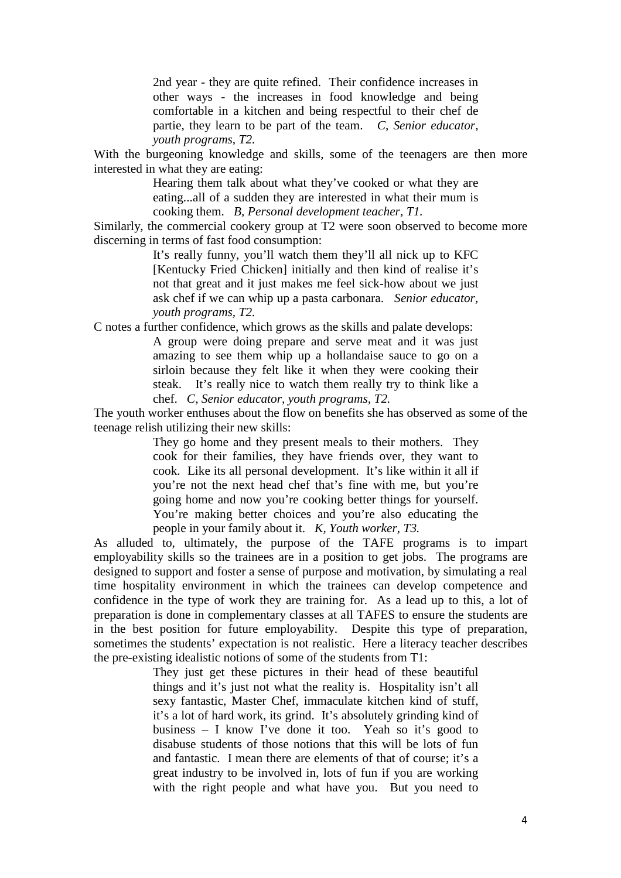> 2nd year - they are quite refined. Their confidence increases in other ways - the increases in food knowledge and being comfortable in a kitchen and being respectful to their chef de partie, they learn to be part of the team. *C, Senior educator, youth programs, T2.*

With the burgeoning knowledge and skills, some of the teenagers are then more interested in what they are eating:

> Hearing them talk about what they've cooked or what they are eating...all of a sudden they are interested in what their mum is cooking them. *B, Personal development teacher, T1.*

Similarly, the commercial cookery group at T2 were soon observed to become more discerning in terms of fast food consumption:

> It's really funny, you'll watch them they'll all nick up to KFC [Kentucky Fried Chicken] initially and then kind of realise it's not that great and it just makes me feel sick-how about we just ask chef if we can whip up a pasta carbonara. *Senior educator, youth programs, T2.*

C notes a further confidence, which grows as the skills and palate develops:

> A group were doing prepare and serve meat and it was just amazing to see them whip up a hollandaise sauce to go on a sirloin because they felt like it when they were cooking their steak. It's really nice to watch them really try to think like a chef. *C, Senior educator, youth programs, T2.*

The youth worker enthuses about the flow on benefits she has observed as some of the teenage relish utilizing their new skills:

> They go home and they present meals to their mothers. They cook for their families, they have friends over, they want to cook. Like its all personal development. It's like within it all if you're not the next head chef that's fine with me, but you're going home and now you're cooking better things for yourself. You're making better choices and you're also educating the people in your family about it. *K, Youth worker, T3.*

As alluded to, ultimately, the purpose of the TAFE programs is to impart employability skills so the trainees are in a position to get jobs. The programs are designed to support and foster a sense of purpose and motivation, by simulating a real time hospitality environment in which the trainees can develop competence and confidence in the type of work they are training for. As a lead up to this, a lot of preparation is done in complementary classes at all TAFES to ensure the students are in the best position for future employability. Despite this type of preparation, sometimes the students' expectation is not realistic. Here a literacy teacher describes the pre-existing idealistic notions of some of the students from T1:

> They just get these pictures in their head of these beautiful things and it's just not what the reality is. Hospitality isn't all sexy fantastic, Master Chef, immaculate kitchen kind of stuff, it's a lot of hard work, its grind. It's absolutely grinding kind of business – I know I've done it too. Yeah so it's good to disabuse students of those notions that this will be lots of fun and fantastic. I mean there are elements of that of course; it's a great industry to be involved in, lots of fun if you are working with the right people and what have you. But you need to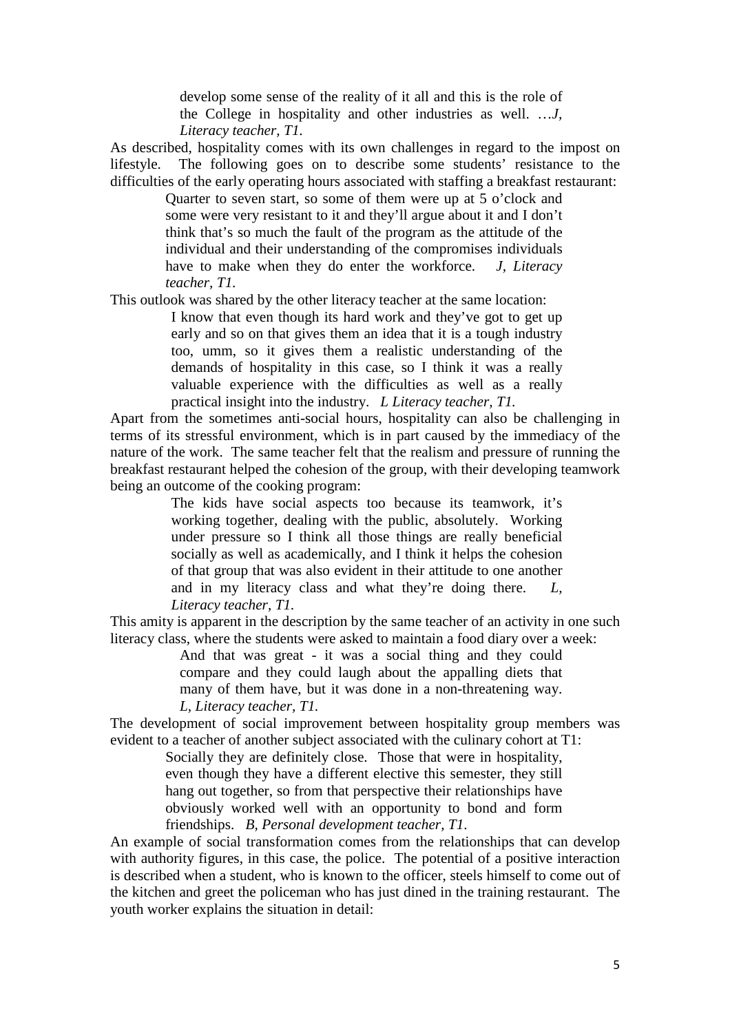> develop some sense of the reality of it all and this is the role of the College in hospitality and other industries as well. …*J, Literacy teacher, T1.*

As described, hospitality comes with its own challenges in regard to the impost on lifestyle. The following goes on to describe some students' resistance to the difficulties of the early operating hours associated with staffing a breakfast restaurant:

> Quarter to seven start, so some of them were up at 5 o'clock and some were very resistant to it and they'll argue about it and I don't think that's so much the fault of the program as the attitude of the individual and their understanding of the compromises individuals have to make when they do enter the workforce. *J, Literacy teacher, T1.*

This outlook was shared by the other literacy teacher at the same location:

> I know that even though its hard work and they've got to get up early and so on that gives them an idea that it is a tough industry too, umm, so it gives them a realistic understanding of the demands of hospitality in this case, so I think it was a really valuable experience with the difficulties as well as a really practical insight into the industry. *L Literacy teacher, T1.*

Apart from the sometimes anti-social hours, hospitality can also be challenging in terms of its stressful environment, which is in part caused by the immediacy of the nature of the work. The same teacher felt that the realism and pressure of running the breakfast restaurant helped the cohesion of the group, with their developing teamwork being an outcome of the cooking program:

> The kids have social aspects too because its teamwork, it's working together, dealing with the public, absolutely. Working under pressure so I think all those things are really beneficial socially as well as academically, and I think it helps the cohesion of that group that was also evident in their attitude to one another and in my literacy class and what they're doing there. *L, Literacy teacher, T1.*

This amity is apparent in the description by the same teacher of an activity in one such literacy class, where the students were asked to maintain a food diary over a week:

> And that was great - it was a social thing and they could compare and they could laugh about the appalling diets that many of them have, but it was done in a non-threatening way. *L, Literacy teacher, T1.*

The development of social improvement between hospitality group members was evident to a teacher of another subject associated with the culinary cohort at T1:

> Socially they are definitely close. Those that were in hospitality, even though they have a different elective this semester, they still hang out together, so from that perspective their relationships have obviously worked well with an opportunity to bond and form friendships. *B, Personal development teacher, T1.*

An example of social transformation comes from the relationships that can develop with authority figures, in this case, the police. The potential of a positive interaction is described when a student, who is known to the officer, steels himself to come out of the kitchen and greet the policeman who has just dined in the training restaurant. The youth worker explains the situation in detail: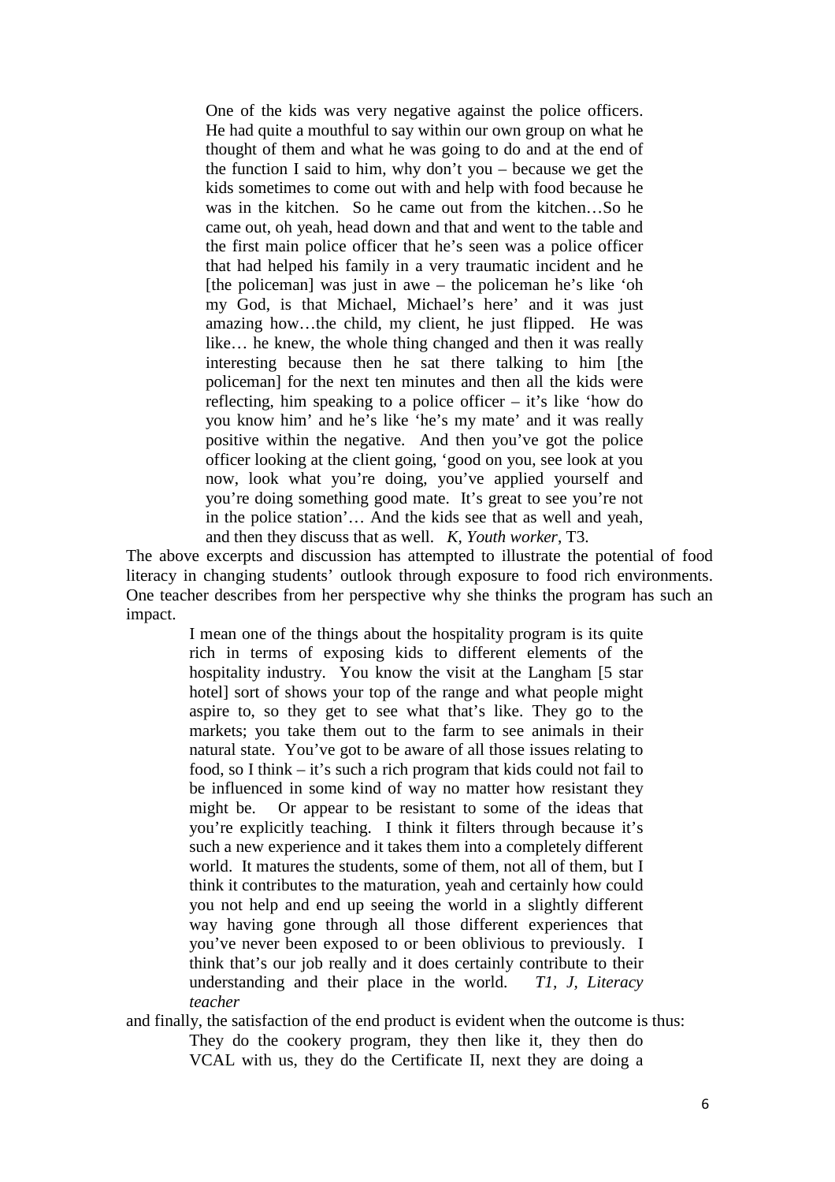> One of the kids was very negative against the police officers. He had quite a mouthful to say within our own group on what he thought of them and what he was going to do and at the end of the function I said to him, why don't you – because we get the kids sometimes to come out with and help with food because he was in the kitchen. So he came out from the kitchen…So he came out, oh yeah, head down and that and went to the table and the first main police officer that he's seen was a police officer that had helped his family in a very traumatic incident and he [the policeman] was just in awe – the policeman he's like 'oh my God, is that Michael, Michael's here' and it was just amazing how…the child, my client, he just flipped. He was like… he knew, the whole thing changed and then it was really interesting because then he sat there talking to him [the policeman] for the next ten minutes and then all the kids were reflecting, him speaking to a police officer – it's like 'how do you know him' and he's like 'he's my mate' and it was really positive within the negative. And then you've got the police officer looking at the client going, 'good on you, see look at you now, look what you're doing, you've applied yourself and you're doing something good mate. It's great to see you're not in the police station'… And the kids see that as well and yeah, and then they discuss that as well. *K, Youth worker*, T3.

The above excerpts and discussion has attempted to illustrate the potential of food literacy in changing students' outlook through exposure to food rich environments. One teacher describes from her perspective why she thinks the program has such an impact.

> I mean one of the things about the hospitality program is its quite rich in terms of exposing kids to different elements of the hospitality industry. You know the visit at the Langham [5 star hotel] sort of shows your top of the range and what people might aspire to, so they get to see what that's like. They go to the markets; you take them out to the farm to see animals in their natural state. You've got to be aware of all those issues relating to food, so I think – it's such a rich program that kids could not fail to be influenced in some kind of way no matter how resistant they might be. Or appear to be resistant to some of the ideas that you're explicitly teaching. I think it filters through because it's such a new experience and it takes them into a completely different world. It matures the students, some of them, not all of them, but I think it contributes to the maturation, yeah and certainly how could you not help and end up seeing the world in a slightly different way having gone through all those different experiences that you've never been exposed to or been oblivious to previously. I think that's our job really and it does certainly contribute to their understanding and their place in the world. *T1, J, Literacy teacher*

and finally, the satisfaction of the end product is evident when the outcome is thus:

> They do the cookery program, they then like it, they then do VCAL with us, they do the Certificate II, next they are doing a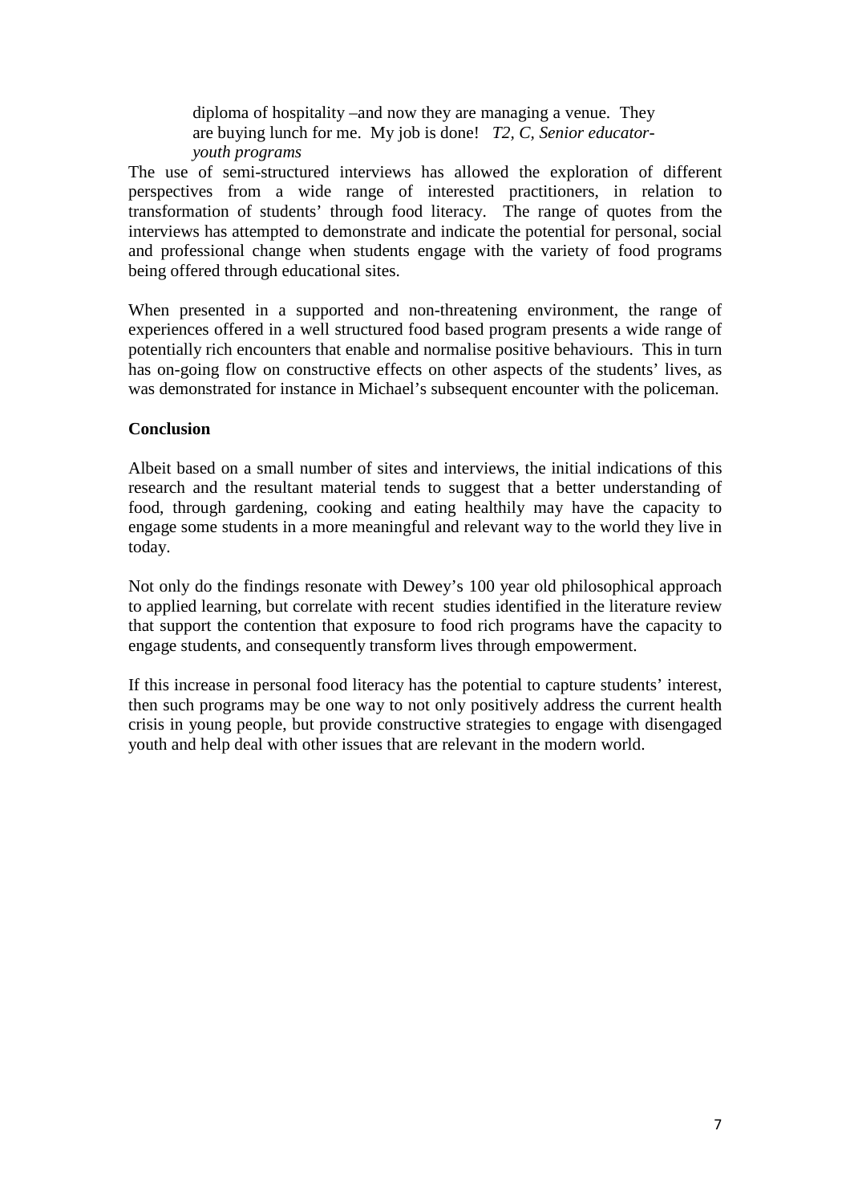> diploma of hospitality –and now they are managing a venue. They are buying lunch for me. My job is done! *T2, C, Senior educator-youth programs*

The use of semi-structured interviews has allowed the exploration of different perspectives from a wide range of interested practitioners, in relation to transformation of students' through food literacy. The range of quotes from the interviews has attempted to demonstrate and indicate the potential for personal, social and professional change when students engage with the variety of food programs being offered through educational sites.

When presented in a supported and non-threatening environment, the range of experiences offered in a well structured food based program presents a wide range of potentially rich encounters that enable and normalise positive behaviours. This in turn has on-going flow on constructive effects on other aspects of the students' lives, as was demonstrated for instance in Michael's subsequent encounter with the policeman.

## Conclusion

Albeit based on a small number of sites and interviews, the initial indications of this research and the resultant material tends to suggest that a better understanding of food, through gardening, cooking and eating healthily may have the capacity to engage some students in a more meaningful and relevant way to the world they live in today.

Not only do the findings resonate with Dewey's 100 year old philosophical approach to applied learning, but correlate with recent studies identified in the literature review that support the contention that exposure to food rich programs have the capacity to engage students, and consequently transform lives through empowerment.

If this increase in personal food literacy has the potential to capture students' interest, then such programs may be one way to not only positively address the current health crisis in young people, but provide constructive strategies to engage with disengaged youth and help deal with other issues that are relevant in the modern world.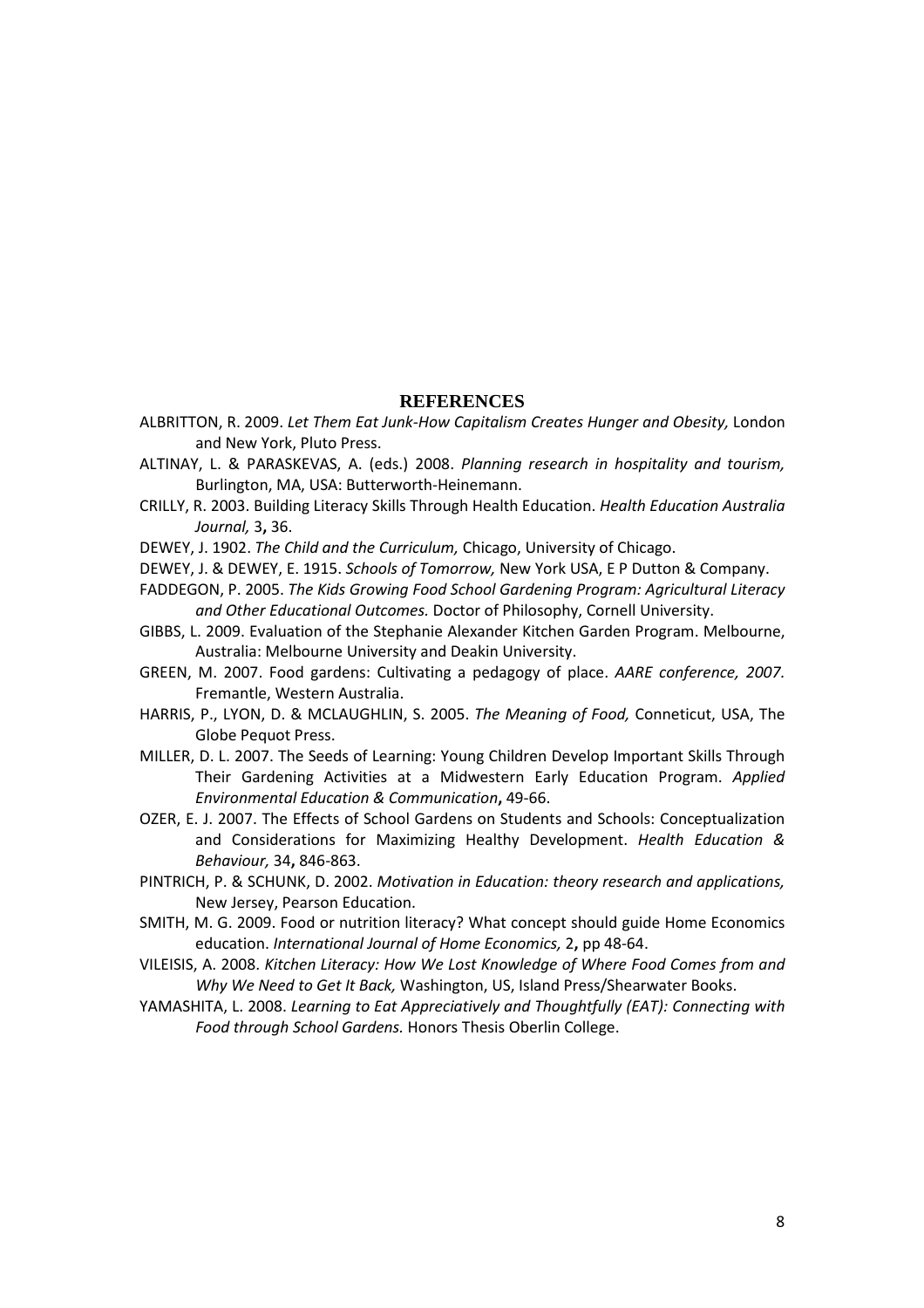# REFERENCES

ALBRITTON, R. 2009. *Let Them Eat Junk-How Capitalism Creates Hunger and Obesity,* London and New York, Pluto Press.

ALTINAY, L. & PARASKEVAS, A. (eds.) 2008. *Planning research in hospitality and tourism,* Burlington, MA, USA: Butterworth-Heinemann.

CRILLY, R. 2003. Building Literacy Skills Through Health Education. *Health Education Australia Journal,* 3**,** 36.

DEWEY, J. 1902. *The Child and the Curriculum,* Chicago, University of Chicago.

DEWEY, J. & DEWEY, E. 1915. *Schools of Tomorrow,* New York USA, E P Dutton & Company.

FADDEGON, P. 2005. *The Kids Growing Food School Gardening Program: Agricultural Literacy and Other Educational Outcomes.* Doctor of Philosophy, Cornell University.

GIBBS, L. 2009. Evaluation of the Stephanie Alexander Kitchen Garden Program. Melbourne, Australia: Melbourne University and Deakin University.

GREEN, M. 2007. Food gardens: Cultivating a pedagogy of place. *AARE conference, 2007.* Fremantle, Western Australia.

HARRIS, P., LYON, D. & MCLAUGHLIN, S. 2005. *The Meaning of Food,* Conneticut, USA, The Globe Pequot Press.

MILLER, D. L. 2007. The Seeds of Learning: Young Children Develop Important Skills Through Their Gardening Activities at a Midwestern Early Education Program. *Applied Environmental Education & Communication***,** 49-66.

OZER, E. J. 2007. The Effects of School Gardens on Students and Schools: Conceptualization and Considerations for Maximizing Healthy Development. *Health Education & Behaviour,* 34**,** 846-863.

PINTRICH, P. & SCHUNK, D. 2002. *Motivation in Education: theory research and applications,* New Jersey, Pearson Education.

SMITH, M. G. 2009. Food or nutrition literacy? What concept should guide Home Economics education. *International Journal of Home Economics,* 2**,** pp 48-64.

VILEISIS, A. 2008. *Kitchen Literacy: How We Lost Knowledge of Where Food Comes from and Why We Need to Get It Back,* Washington, US, Island Press/Shearwater Books.

YAMASHITA, L. 2008. *Learning to Eat Appreciatively and Thoughtfully (EAT): Connecting with Food through School Gardens.* Honors Thesis Oberlin College.